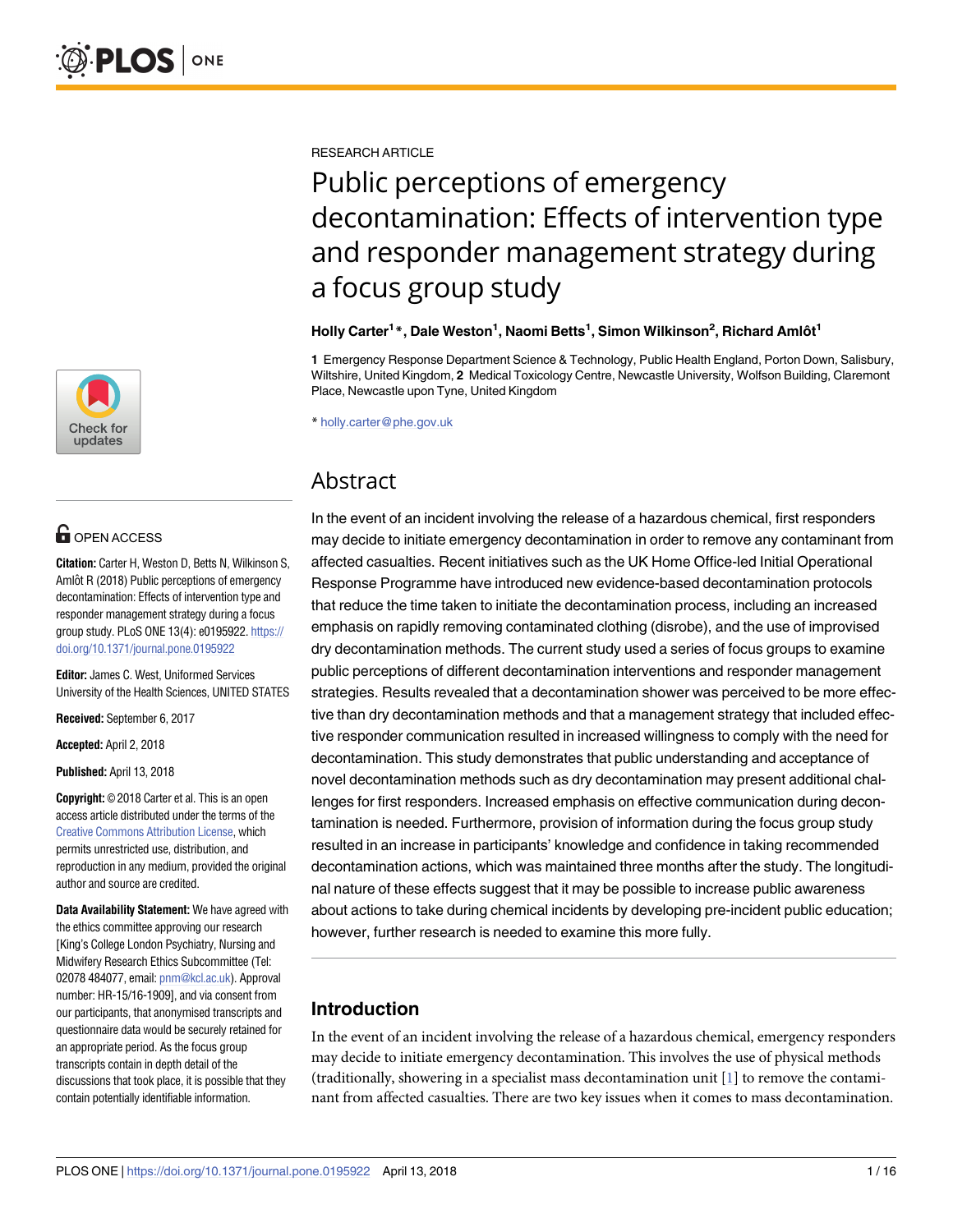RESEARCH ARTICLE

# Public perceptions of emergency decontamination: Effects of intervention type and responder management strategy during a focus group study

**Holly Carter[1]*, Dale Weston[1], Naomi Betts[1], Simon Wilkinson[2], Richard Amlôt[1]**

**1** Emergency Response Department Science & Technology, Public Health England, Porton Down, Salisbury, Wiltshire, United Kingdom, **2** Medical Toxicology Centre, Newcastle University, Wolfson Building, Claremont Place, Newcastle upon Tyne, United Kingdom

* holly.carter@phe.gov.uk

OPEN ACCESS

**Citation:** Carter H, Weston D, Betts N, Wilkinson S, Amlôt R (2018) Public perceptions of emergency decontamination: Effects of intervention type and responder management strategy during a focus group study. PLoS ONE 13(4): e0195922. https://doi.org/10.1371/journal.pone.0195922

**Editor:** James C. West, Uniformed Services University of the Health Sciences, UNITED STATES

**Received:** September 6, 2017

**Accepted:** April 2, 2018

**Published:** April 13, 2018

**Copyright:** © 2018 Carter et al. This is an open access article distributed under the terms of the Creative Commons Attribution License, which permits unrestricted use, distribution, and reproduction in any medium, provided the original author and source are credited.

**Data Availability Statement:** We have agreed with the ethics committee approving our research [King's College London Psychiatry, Nursing and Midwifery Research Ethics Subcommittee (Tel: 02078 484077, email: pnm@kcl.ac.uk). Approval number: HR-15/16-1909], and via consent from our participants, that anonymised transcripts and questionnaire data would be securely retained for an appropriate period. As the focus group transcripts contain in depth detail of the discussions that took place, it is possible that they contain potentially identifiable information.

## Abstract

In the event of an incident involving the release of a hazardous chemical, first responders may decide to initiate emergency decontamination in order to remove any contaminant from affected casualties. Recent initiatives such as the UK Home Office-led Initial Operational Response Programme have introduced new evidence-based decontamination protocols that reduce the time taken to initiate the decontamination process, including an increased emphasis on rapidly removing contaminated clothing (disrobe), and the use of improvised dry decontamination methods. The current study used a series of focus groups to examine public perceptions of different decontamination interventions and responder management strategies. Results revealed that a decontamination shower was perceived to be more effective than dry decontamination methods and that a management strategy that included effective responder communication resulted in increased willingness to comply with the need for decontamination. This study demonstrates that public understanding and acceptance of novel decontamination methods such as dry decontamination may present additional challenges for first responders. Increased emphasis on effective communication during decontamination is needed. Furthermore, provision of information during the focus group study resulted in an increase in participants' knowledge and confidence in taking recommended decontamination actions, which was maintained three months after the study. The longitudinal nature of these effects suggest that it may be possible to increase public awareness about actions to take during chemical incidents by developing pre-incident public education; however, further research is needed to examine this more fully.

## Introduction

In the event of an incident involving the release of a hazardous chemical, emergency responders may decide to initiate emergency decontamination. This involves the use of physical methods (traditionally, showering in a specialist mass decontamination unit [1] to remove the contaminant from affected casualties. There are two key issues when it comes to mass decontamination.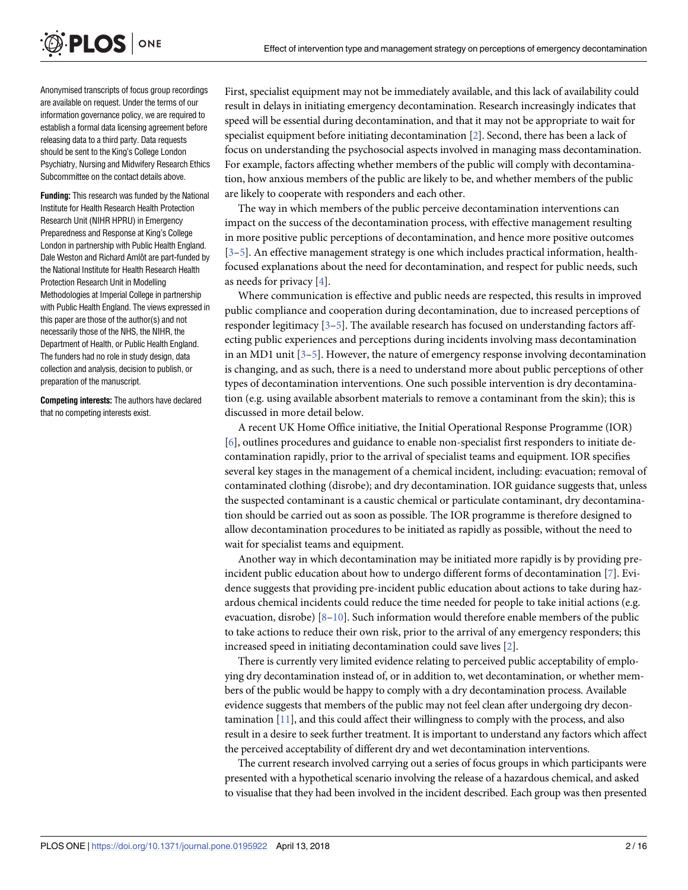Anonymised transcripts of focus group recordings are available on request. Under the terms of our information governance policy, we are required to establish a formal data licensing agreement before releasing data to a third party. Data requests should be sent to the King's College London Psychiatry, Nursing and Midwifery Research Ethics Subcommittee on the contact details above.

**Funding:** This research was funded by the National Institute for Health Research Health Protection Research Unit (NIHR HPRU) in Emergency Preparedness and Response at King's College London in partnership with Public Health England. Dale Weston and Richard Amlôt are part-funded by the National Institute for Health Research Health Protection Research Unit in Modelling Methodologies at Imperial College in partnership with Public Health England. The views expressed in this paper are those of the author(s) and not necessarily those of the NHS, the NIHR, the Department of Health, or Public Health England. The funders had no role in study design, data collection and analysis, decision to publish, or preparation of the manuscript.

**Competing interests:** The authors have declared that no competing interests exist.

First, specialist equipment may not be immediately available, and this lack of availability could result in delays in initiating emergency decontamination. Research increasingly indicates that speed will be essential during decontamination, and that it may not be appropriate to wait for specialist equipment before initiating decontamination [2]. Second, there has been a lack of focus on understanding the psychosocial aspects involved in managing mass decontamination. For example, factors affecting whether members of the public will comply with decontamination, how anxious members of the public are likely to be, and whether members of the public are likely to cooperate with responders and each other.

The way in which members of the public perceive decontamination interventions can impact on the success of the decontamination process, with effective management resulting in more positive public perceptions of decontamination, and hence more positive outcomes [3–5]. An effective management strategy is one which includes practical information, health-focused explanations about the need for decontamination, and respect for public needs, such as needs for privacy [4].

Where communication is effective and public needs are respected, this results in improved public compliance and cooperation during decontamination, due to increased perceptions of responder legitimacy [3–5]. The available research has focused on understanding factors affecting public experiences and perceptions during incidents involving mass decontamination in an MD1 unit [3–5]. However, the nature of emergency response involving decontamination is changing, and as such, there is a need to understand more about public perceptions of other types of decontamination interventions. One such possible intervention is dry decontamination (e.g. using available absorbent materials to remove a contaminant from the skin); this is discussed in more detail below.

A recent UK Home Office initiative, the Initial Operational Response Programme (IOR) [6], outlines procedures and guidance to enable non-specialist first responders to initiate decontamination rapidly, prior to the arrival of specialist teams and equipment. IOR specifies several key stages in the management of a chemical incident, including: evacuation; removal of contaminated clothing (disrobe); and dry decontamination. IOR guidance suggests that, unless the suspected contaminant is a caustic chemical or particulate contaminant, dry decontamination should be carried out as soon as possible. The IOR programme is therefore designed to allow decontamination procedures to be initiated as rapidly as possible, without the need to wait for specialist teams and equipment.

Another way in which decontamination may be initiated more rapidly is by providing pre-incident public education about how to undergo different forms of decontamination [7]. Evidence suggests that providing pre-incident public education about actions to take during hazardous chemical incidents could reduce the time needed for people to take initial actions (e.g. evacuation, disrobe) [8–10]. Such information would therefore enable members of the public to take actions to reduce their own risk, prior to the arrival of any emergency responders; this increased speed in initiating decontamination could save lives [2].

There is currently very limited evidence relating to perceived public acceptability of employing dry decontamination instead of, or in addition to, wet decontamination, or whether members of the public would be happy to comply with a dry decontamination process. Available evidence suggests that members of the public may not feel clean after undergoing dry decontamination [11], and this could affect their willingness to comply with the process, and also result in a desire to seek further treatment. It is important to understand any factors which affect the perceived acceptability of different dry and wet decontamination interventions.

The current research involved carrying out a series of focus groups in which participants were presented with a hypothetical scenario involving the release of a hazardous chemical, and asked to visualise that they had been involved in the incident described. Each group was then presented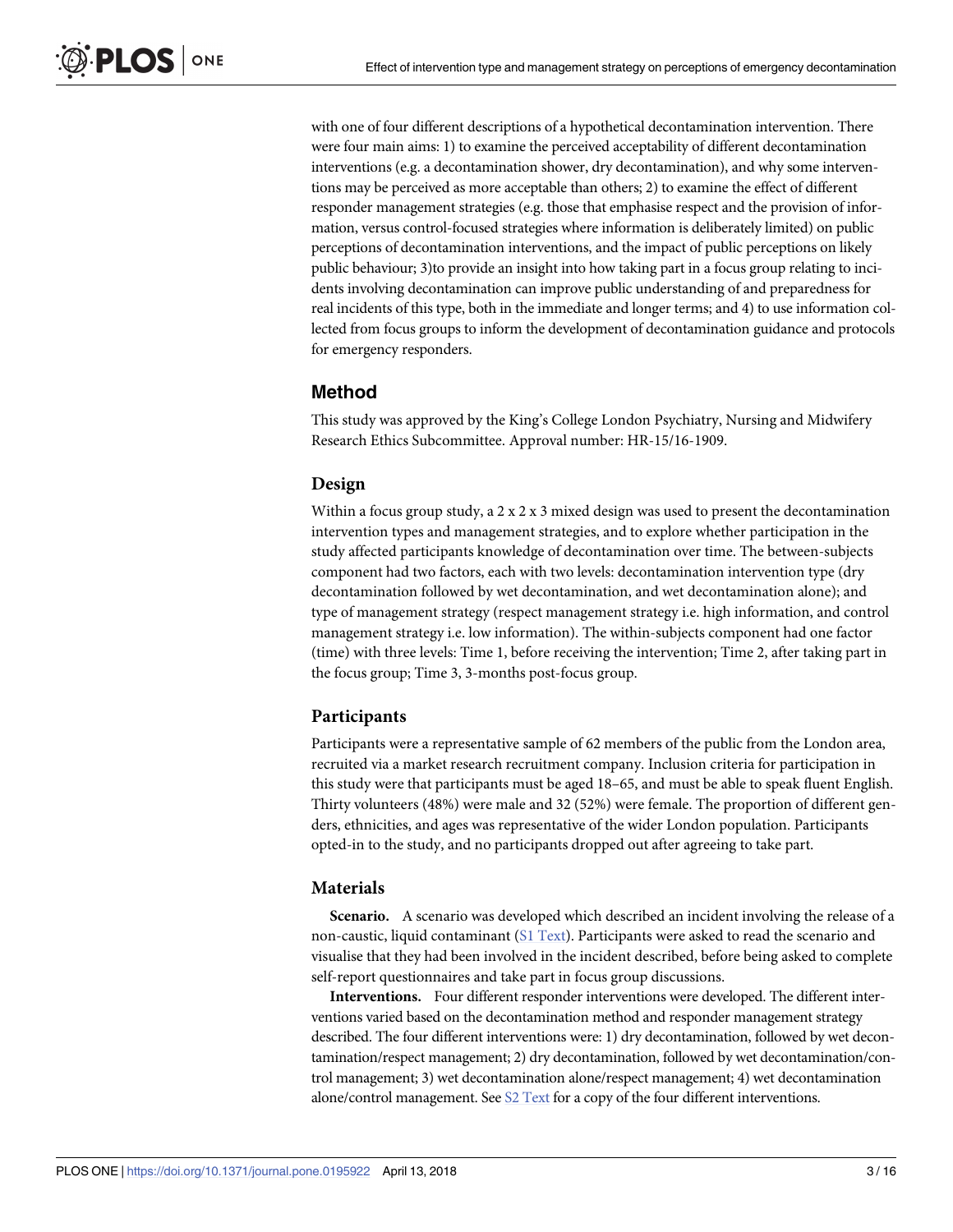with one of four different descriptions of a hypothetical decontamination intervention. There were four main aims: 1) to examine the perceived acceptability of different decontamination interventions (e.g. a decontamination shower, dry decontamination), and why some interventions may be perceived as more acceptable than others; 2) to examine the effect of different responder management strategies (e.g. those that emphasise respect and the provision of information, versus control-focused strategies where information is deliberately limited) on public perceptions of decontamination interventions, and the impact of public perceptions on likely public behaviour; 3)to provide an insight into how taking part in a focus group relating to incidents involving decontamination can improve public understanding of and preparedness for real incidents of this type, both in the immediate and longer terms; and 4) to use information collected from focus groups to inform the development of decontamination guidance and protocols for emergency responders.

## Method

This study was approved by the King's College London Psychiatry, Nursing and Midwifery Research Ethics Subcommittee. Approval number: HR-15/16-1909.

### Design

Within a focus group study, a 2 x 2 x 3 mixed design was used to present the decontamination intervention types and management strategies, and to explore whether participation in the study affected participants knowledge of decontamination over time. The between-subjects component had two factors, each with two levels: decontamination intervention type (dry decontamination followed by wet decontamination, and wet decontamination alone); and type of management strategy (respect management strategy i.e. high information, and control management strategy i.e. low information). The within-subjects component had one factor (time) with three levels: Time 1, before receiving the intervention; Time 2, after taking part in the focus group; Time 3, 3-months post-focus group.

### Participants

Participants were a representative sample of 62 members of the public from the London area, recruited via a market research recruitment company. Inclusion criteria for participation in this study were that participants must be aged 18–65, and must be able to speak fluent English. Thirty volunteers (48%) were male and 32 (52%) were female. The proportion of different genders, ethnicities, and ages was representative of the wider London population. Participants opted-in to the study, and no participants dropped out after agreeing to take part.

### Materials

**Scenario.** A scenario was developed which described an incident involving the release of a non-caustic, liquid contaminant (S1 Text). Participants were asked to read the scenario and visualise that they had been involved in the incident described, before being asked to complete self-report questionnaires and take part in focus group discussions.

**Interventions.** Four different responder interventions were developed. The different interventions varied based on the decontamination method and responder management strategy described. The four different interventions were: 1) dry decontamination, followed by wet decontamination/respect management; 2) dry decontamination, followed by wet decontamination/control management; 3) wet decontamination alone/respect management; 4) wet decontamination alone/control management. See S2 Text for a copy of the four different interventions.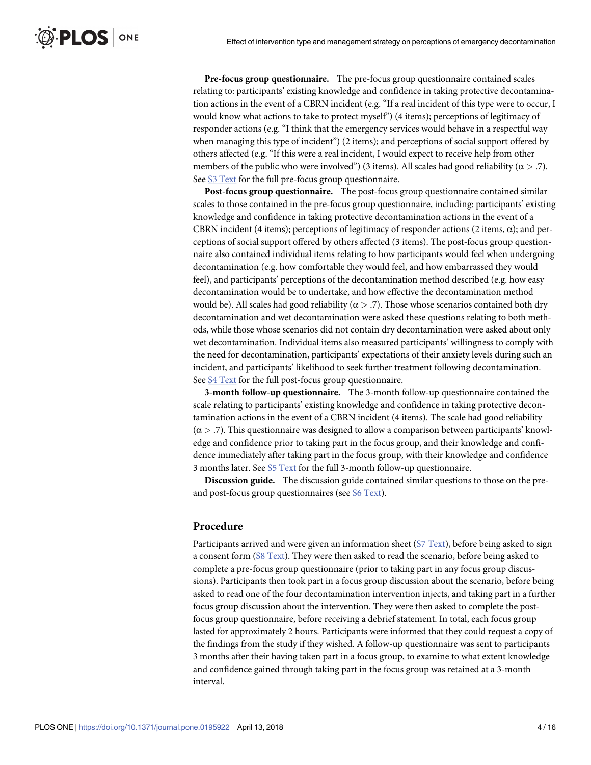**Pre-focus group questionnaire.** The pre-focus group questionnaire contained scales relating to: participants' existing knowledge and confidence in taking protective decontamination actions in the event of a CBRN incident (e.g. "If a real incident of this type were to occur, I would know what actions to take to protect myself") (4 items); perceptions of legitimacy of responder actions (e.g. "I think that the emergency services would behave in a respectful way when managing this type of incident") (2 items); and perceptions of social support offered by others affected (e.g. "If this were a real incident, I would expect to receive help from other members of the public who were involved") (3 items). All scales had good reliability ($\alpha > .7$). See S3 Text for the full pre-focus group questionnaire.

**Post-focus group questionnaire.** The post-focus group questionnaire contained similar scales to those contained in the pre-focus group questionnaire, including: participants' existing knowledge and confidence in taking protective decontamination actions in the event of a CBRN incident (4 items); perceptions of legitimacy of responder actions (2 items, $\alpha$); and perceptions of social support offered by others affected (3 items). The post-focus group questionnaire also contained individual items relating to how participants would feel when undergoing decontamination (e.g. how comfortable they would feel, and how embarrassed they would feel), and participants' perceptions of the decontamination method described (e.g. how easy decontamination would be to undertake, and how effective the decontamination method would be). All scales had good reliability ($\alpha > .7$). Those whose scenarios contained both dry decontamination and wet decontamination were asked these questions relating to both methods, while those whose scenarios did not contain dry decontamination were asked about only wet decontamination. Individual items also measured participants' willingness to comply with the need for decontamination, participants' expectations of their anxiety levels during such an incident, and participants' likelihood to seek further treatment following decontamination. See S4 Text for the full post-focus group questionnaire.

**3-month follow-up questionnaire.** The 3-month follow-up questionnaire contained the scale relating to participants' existing knowledge and confidence in taking protective decontamination actions in the event of a CBRN incident (4 items). The scale had good reliability ($\alpha > .7$). This questionnaire was designed to allow a comparison between participants' knowledge and confidence prior to taking part in the focus group, and their knowledge and confidence immediately after taking part in the focus group, with their knowledge and confidence 3 months later. See S5 Text for the full 3-month follow-up questionnaire.

**Discussion guide.** The discussion guide contained similar questions to those on the pre- and post-focus group questionnaires (see S6 Text).

## Procedure

Participants arrived and were given an information sheet (S7 Text), before being asked to sign a consent form (S8 Text). They were then asked to read the scenario, before being asked to complete a pre-focus group questionnaire (prior to taking part in any focus group discussions). Participants then took part in a focus group discussion about the scenario, before being asked to read one of the four decontamination intervention injects, and taking part in a further focus group discussion about the intervention. They were then asked to complete the post-focus group questionnaire, before receiving a debrief statement. In total, each focus group lasted for approximately 2 hours. Participants were informed that they could request a copy of the findings from the study if they wished. A follow-up questionnaire was sent to participants 3 months after their having taken part in a focus group, to examine to what extent knowledge and confidence gained through taking part in the focus group was retained at a 3-month interval.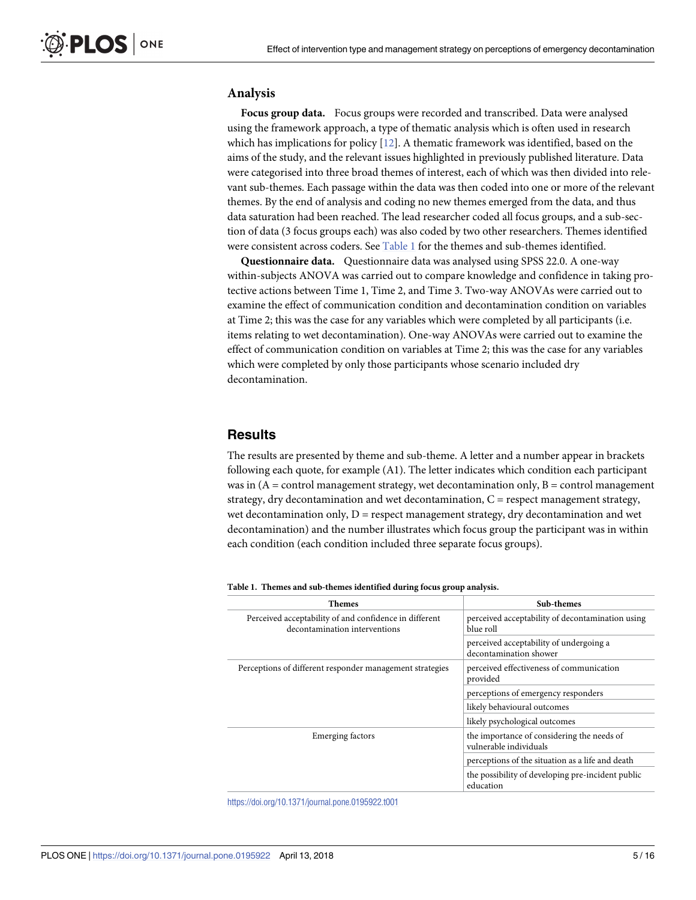## Analysis

**Focus group data.** Focus groups were recorded and transcribed. Data were analysed using the framework approach, a type of thematic analysis which is often used in research which has implications for policy [12]. A thematic framework was identified, based on the aims of the study, and the relevant issues highlighted in previously published literature. Data were categorised into three broad themes of interest, each of which was then divided into relevant sub-themes. Each passage within the data was then coded into one or more of the relevant themes. By the end of analysis and coding no new themes emerged from the data, and thus data saturation had been reached. The lead researcher coded all focus groups, and a sub-section of data (3 focus groups each) was also coded by two other researchers. Themes identified were consistent across coders. See Table 1 for the themes and sub-themes identified.

**Questionnaire data.** Questionnaire data was analysed using SPSS 22.0. A one-way within-subjects ANOVA was carried out to compare knowledge and confidence in taking protective actions between Time 1, Time 2, and Time 3. Two-way ANOVAs were carried out to examine the effect of communication condition and decontamination condition on variables at Time 2; this was the case for any variables which were completed by all participants (i.e. items relating to wet decontamination). One-way ANOVAs were carried out to examine the effect of communication condition on variables at Time 2; this was the case for any variables which were completed by only those participants whose scenario included dry decontamination.

## Results

The results are presented by theme and sub-theme. A letter and a number appear in brackets following each quote, for example (A1). The letter indicates which condition each participant was in (A = control management strategy, wet decontamination only, B = control management strategy, dry decontamination and wet decontamination, C = respect management strategy, wet decontamination only, D = respect management strategy, dry decontamination and wet decontamination) and the number illustrates which focus group the participant was in within each condition (each condition included three separate focus groups).

**Table 1. Themes and sub-themes identified during focus group analysis.**

| Themes | Sub-themes |
|---|---|
| Perceived acceptability of and confidence in different decontamination interventions | perceived acceptability of decontamination using blue roll |
| | perceived acceptability of undergoing a decontamination shower |
| Perceptions of different responder management strategies | perceived effectiveness of communication provided |
| | perceptions of emergency responders |
| | likely behavioural outcomes |
| | likely psychological outcomes |
| Emerging factors | the importance of considering the needs of vulnerable individuals |
| | perceptions of the situation as a life and death |
| | the possibility of developing pre-incident public education |

https://doi.org/10.1371/journal.pone.0195922.t001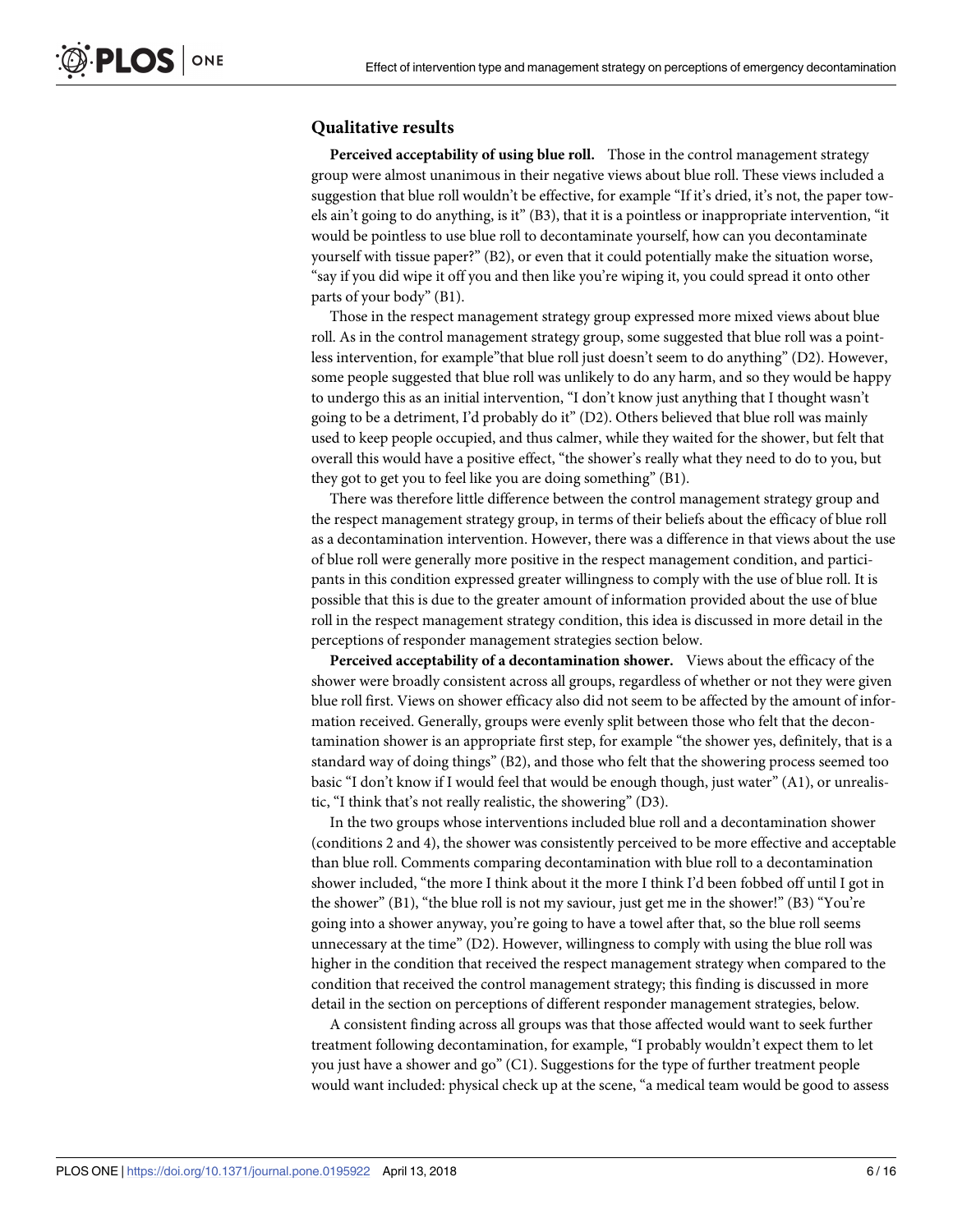### Qualitative results

**Perceived acceptability of using blue roll.** Those in the control management strategy group were almost unanimous in their negative views about blue roll. These views included a suggestion that blue roll wouldn't be effective, for example "If it's dried, it's not, the paper towels ain't going to do anything, is it" (B3), that it is a pointless or inappropriate intervention, "it would be pointless to use blue roll to decontaminate yourself, how can you decontaminate yourself with tissue paper?" (B2), or even that it could potentially make the situation worse, "say if you did wipe it off you and then like you're wiping it, you could spread it onto other parts of your body" (B1).

Those in the respect management strategy group expressed more mixed views about blue roll. As in the control management strategy group, some suggested that blue roll was a pointless intervention, for example"that blue roll just doesn't seem to do anything" (D2). However, some people suggested that blue roll was unlikely to do any harm, and so they would be happy to undergo this as an initial intervention, "I don't know just anything that I thought wasn't going to be a detriment, I'd probably do it" (D2). Others believed that blue roll was mainly used to keep people occupied, and thus calmer, while they waited for the shower, but felt that overall this would have a positive effect, "the shower's really what they need to do to you, but they got to get you to feel like you are doing something" (B1).

There was therefore little difference between the control management strategy group and the respect management strategy group, in terms of their beliefs about the efficacy of blue roll as a decontamination intervention. However, there was a difference in that views about the use of blue roll were generally more positive in the respect management condition, and participants in this condition expressed greater willingness to comply with the use of blue roll. It is possible that this is due to the greater amount of information provided about the use of blue roll in the respect management strategy condition, this idea is discussed in more detail in the perceptions of responder management strategies section below.

**Perceived acceptability of a decontamination shower.** Views about the efficacy of the shower were broadly consistent across all groups, regardless of whether or not they were given blue roll first. Views on shower efficacy also did not seem to be affected by the amount of information received. Generally, groups were evenly split between those who felt that the decontamination shower is an appropriate first step, for example "the shower yes, definitely, that is a standard way of doing things" (B2), and those who felt that the showering process seemed too basic "I don't know if I would feel that would be enough though, just water" (A1), or unrealistic, "I think that's not really realistic, the showering" (D3).

In the two groups whose interventions included blue roll and a decontamination shower (conditions 2 and 4), the shower was consistently perceived to be more effective and acceptable than blue roll. Comments comparing decontamination with blue roll to a decontamination shower included, "the more I think about it the more I think I'd been fobbed off until I got in the shower" (B1), "the blue roll is not my saviour, just get me in the shower!" (B3) "You're going into a shower anyway, you're going to have a towel after that, so the blue roll seems unnecessary at the time" (D2). However, willingness to comply with using the blue roll was higher in the condition that received the respect management strategy when compared to the condition that received the control management strategy; this finding is discussed in more detail in the section on perceptions of different responder management strategies, below.

A consistent finding across all groups was that those affected would want to seek further treatment following decontamination, for example, "I probably wouldn't expect them to let you just have a shower and go" (C1). Suggestions for the type of further treatment people would want included: physical check up at the scene, "a medical team would be good to assess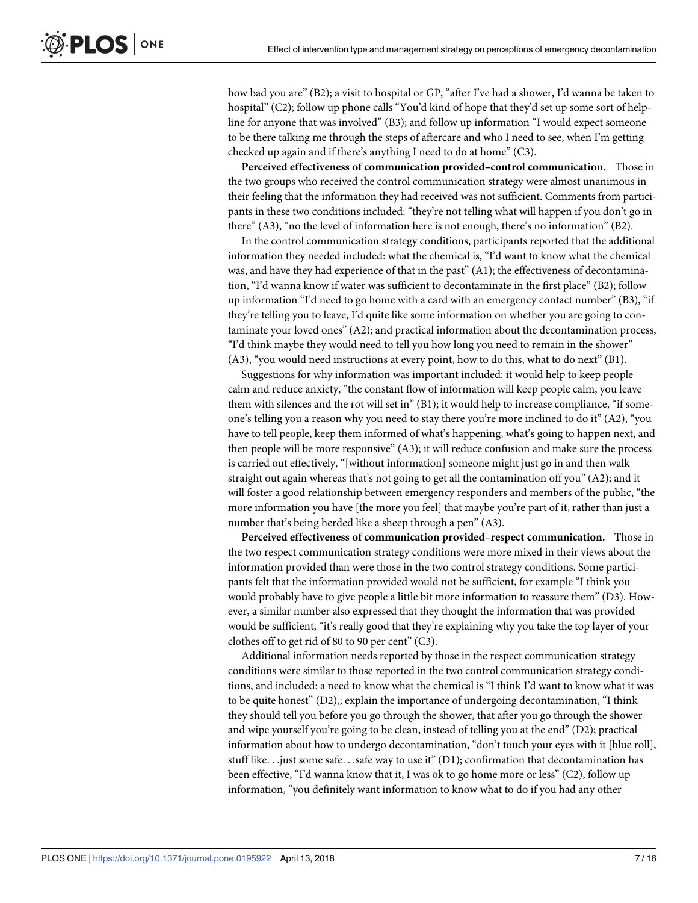how bad you are" (B2); a visit to hospital or GP, "after I've had a shower, I'd wanna be taken to hospital" (C2); follow up phone calls "You'd kind of hope that they'd set up some sort of helpline for anyone that was involved" (B3); and follow up information "I would expect someone to be there talking me through the steps of aftercare and who I need to see, when I'm getting checked up again and if there's anything I need to do at home" (C3).

**Perceived effectiveness of communication provided–control communication.** Those in the two groups who received the control communication strategy were almost unanimous in their feeling that the information they had received was not sufficient. Comments from participants in these two conditions included: "they're not telling what will happen if you don't go in there" (A3), "no the level of information here is not enough, there's no information" (B2).

In the control communication strategy conditions, participants reported that the additional information they needed included: what the chemical is, "I'd want to know what the chemical was, and have they had experience of that in the past" (A1); the effectiveness of decontamination, "I'd wanna know if water was sufficient to decontaminate in the first place" (B2); follow up information "I'd need to go home with a card with an emergency contact number" (B3), "if they're telling you to leave, I'd quite like some information on whether you are going to contaminate your loved ones" (A2); and practical information about the decontamination process, "I'd think maybe they would need to tell you how long you need to remain in the shower" (A3), "you would need instructions at every point, how to do this, what to do next" (B1).

Suggestions for why information was important included: it would help to keep people calm and reduce anxiety, "the constant flow of information will keep people calm, you leave them with silences and the rot will set in" (B1); it would help to increase compliance, "if someone's telling you a reason why you need to stay there you're more inclined to do it" (A2), "you have to tell people, keep them informed of what's happening, what's going to happen next, and then people will be more responsive" (A3); it will reduce confusion and make sure the process is carried out effectively, "[without information] someone might just go in and then walk straight out again whereas that's not going to get all the contamination off you" (A2); and it will foster a good relationship between emergency responders and members of the public, "the more information you have [the more you feel] that maybe you're part of it, rather than just a number that's being herded like a sheep through a pen" (A3).

**Perceived effectiveness of communication provided–respect communication.** Those in the two respect communication strategy conditions were more mixed in their views about the information provided than were those in the two control strategy conditions. Some participants felt that the information provided would not be sufficient, for example "I think you would probably have to give people a little bit more information to reassure them" (D3). However, a similar number also expressed that they thought the information that was provided would be sufficient, "it's really good that they're explaining why you take the top layer of your clothes off to get rid of 80 to 90 per cent" (C3).

Additional information needs reported by those in the respect communication strategy conditions were similar to those reported in the two control communication strategy conditions, and included: a need to know what the chemical is "I think I'd want to know what it was to be quite honest" (D2),; explain the importance of undergoing decontamination, "I think they should tell you before you go through the shower, that after you go through the shower and wipe yourself you're going to be clean, instead of telling you at the end" (D2); practical information about how to undergo decontamination, "don't touch your eyes with it [blue roll], stuff like. . .just some safe. . .safe way to use it" (D1); confirmation that decontamination has been effective, "I'd wanna know that it, I was ok to go home more or less" (C2), follow up information, "you definitely want information to know what to do if you had any other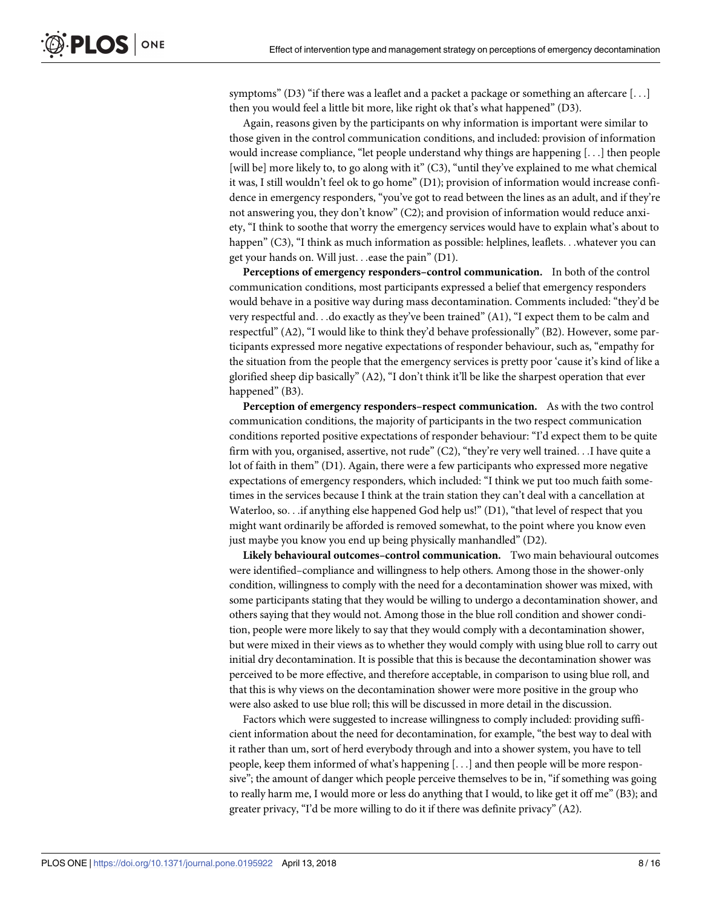symptoms" (D3) "if there was a leaflet and a packet a package or something an aftercare [. . .] then you would feel a little bit more, like right ok that's what happened" (D3).

Again, reasons given by the participants on why information is important were similar to those given in the control communication conditions, and included: provision of information would increase compliance, "let people understand why things are happening [. . .] then people [will be] more likely to, to go along with it" (C3), "until they've explained to me what chemical it was, I still wouldn't feel ok to go home" (D1); provision of information would increase confidence in emergency responders, "you've got to read between the lines as an adult, and if they're not answering you, they don't know" (C2); and provision of information would reduce anxiety, "I think to soothe that worry the emergency services would have to explain what's about to happen" (C3), "I think as much information as possible: helplines, leaflets. . .whatever you can get your hands on. Will just. . .ease the pain" (D1).

**Perceptions of emergency responders–control communication.** In both of the control communication conditions, most participants expressed a belief that emergency responders would behave in a positive way during mass decontamination. Comments included: "they'd be very respectful and. . .do exactly as they've been trained" (A1), "I expect them to be calm and respectful" (A2), "I would like to think they'd behave professionally" (B2). However, some participants expressed more negative expectations of responder behaviour, such as, "empathy for the situation from the people that the emergency services is pretty poor 'cause it's kind of like a glorified sheep dip basically" (A2), "I don't think it'll be like the sharpest operation that ever happened" (B3).

**Perception of emergency responders–respect communication.** As with the two control communication conditions, the majority of participants in the two respect communication conditions reported positive expectations of responder behaviour: "I'd expect them to be quite firm with you, organised, assertive, not rude" (C2), "they're very well trained. . .I have quite a lot of faith in them" (D1). Again, there were a few participants who expressed more negative expectations of emergency responders, which included: "I think we put too much faith sometimes in the services because I think at the train station they can't deal with a cancellation at Waterloo, so. . .if anything else happened God help us!" (D1), "that level of respect that you might want ordinarily be afforded is removed somewhat, to the point where you know even just maybe you know you end up being physically manhandled" (D2).

**Likely behavioural outcomes–control communication.** Two main behavioural outcomes were identified–compliance and willingness to help others. Among those in the shower-only condition, willingness to comply with the need for a decontamination shower was mixed, with some participants stating that they would be willing to undergo a decontamination shower, and others saying that they would not. Among those in the blue roll condition and shower condition, people were more likely to say that they would comply with a decontamination shower, but were mixed in their views as to whether they would comply with using blue roll to carry out initial dry decontamination. It is possible that this is because the decontamination shower was perceived to be more effective, and therefore acceptable, in comparison to using blue roll, and that this is why views on the decontamination shower were more positive in the group who were also asked to use blue roll; this will be discussed in more detail in the discussion.

Factors which were suggested to increase willingness to comply included: providing sufficient information about the need for decontamination, for example, "the best way to deal with it rather than um, sort of herd everybody through and into a shower system, you have to tell people, keep them informed of what's happening [. . .] and then people will be more responsive"; the amount of danger which people perceive themselves to be in, "if something was going to really harm me, I would more or less do anything that I would, to like get it off me" (B3); and greater privacy, "I'd be more willing to do it if there was definite privacy" (A2).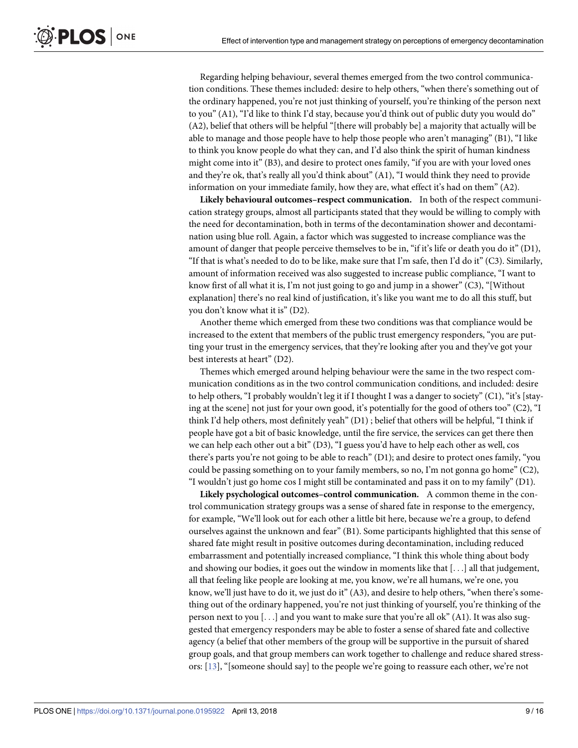Regarding helping behaviour, several themes emerged from the two control communication conditions. These themes included: desire to help others, "when there's something out of the ordinary happened, you're not just thinking of yourself, you're thinking of the person next to you" (A1), "I'd like to think I'd stay, because you'd think out of public duty you would do" (A2), belief that others will be helpful "[there will probably be] a majority that actually will be able to manage and those people have to help those people who aren't managing" (B1), "I like to think you know people do what they can, and I'd also think the spirit of human kindness might come into it" (B3), and desire to protect ones family, "if you are with your loved ones and they're ok, that's really all you'd think about" (A1), "I would think they need to provide information on your immediate family, how they are, what effect it's had on them" (A2).

**Likely behavioural outcomes–respect communication.** In both of the respect communication strategy groups, almost all participants stated that they would be willing to comply with the need for decontamination, both in terms of the decontamination shower and decontamination using blue roll. Again, a factor which was suggested to increase compliance was the amount of danger that people perceive themselves to be in, "if it's life or death you do it" (D1), "If that is what's needed to do to be like, make sure that I'm safe, then I'd do it" (C3). Similarly, amount of information received was also suggested to increase public compliance, "I want to know first of all what it is, I'm not just going to go and jump in a shower" (C3), "[Without explanation] there's no real kind of justification, it's like you want me to do all this stuff, but you don't know what it is" (D2).

Another theme which emerged from these two conditions was that compliance would be increased to the extent that members of the public trust emergency responders, "you are putting your trust in the emergency services, that they're looking after you and they've got your best interests at heart" (D2).

Themes which emerged around helping behaviour were the same in the two respect communication conditions as in the two control communication conditions, and included: desire to help others, "I probably wouldn't leg it if I thought I was a danger to society" (C1), "it's [staying at the scene] not just for your own good, it's potentially for the good of others too" (C2), "I think I'd help others, most definitely yeah" (D1) ; belief that others will be helpful, "I think if people have got a bit of basic knowledge, until the fire service, the services can get there then we can help each other out a bit" (D3), "I guess you'd have to help each other as well, cos there's parts you're not going to be able to reach" (D1); and desire to protect ones family, "you could be passing something on to your family members, so no, I'm not gonna go home" (C2), "I wouldn't just go home cos I might still be contaminated and pass it on to my family" (D1).

**Likely psychological outcomes–control communication.** A common theme in the control communication strategy groups was a sense of shared fate in response to the emergency, for example, "We'll look out for each other a little bit here, because we're a group, to defend ourselves against the unknown and fear" (B1). Some participants highlighted that this sense of shared fate might result in positive outcomes during decontamination, including reduced embarrassment and potentially increased compliance, "I think this whole thing about body and showing our bodies, it goes out the window in moments like that [. . .] all that judgement, all that feeling like people are looking at me, you know, we're all humans, we're one, you know, we'll just have to do it, we just do it" (A3), and desire to help others, "when there's something out of the ordinary happened, you're not just thinking of yourself, you're thinking of the person next to you [. . .] and you want to make sure that you're all ok" (A1). It was also suggested that emergency responders may be able to foster a sense of shared fate and collective agency (a belief that other members of the group will be supportive in the pursuit of shared group goals, and that group members can work together to challenge and reduce shared stressors: [13], "[someone should say] to the people we're going to reassure each other, we're not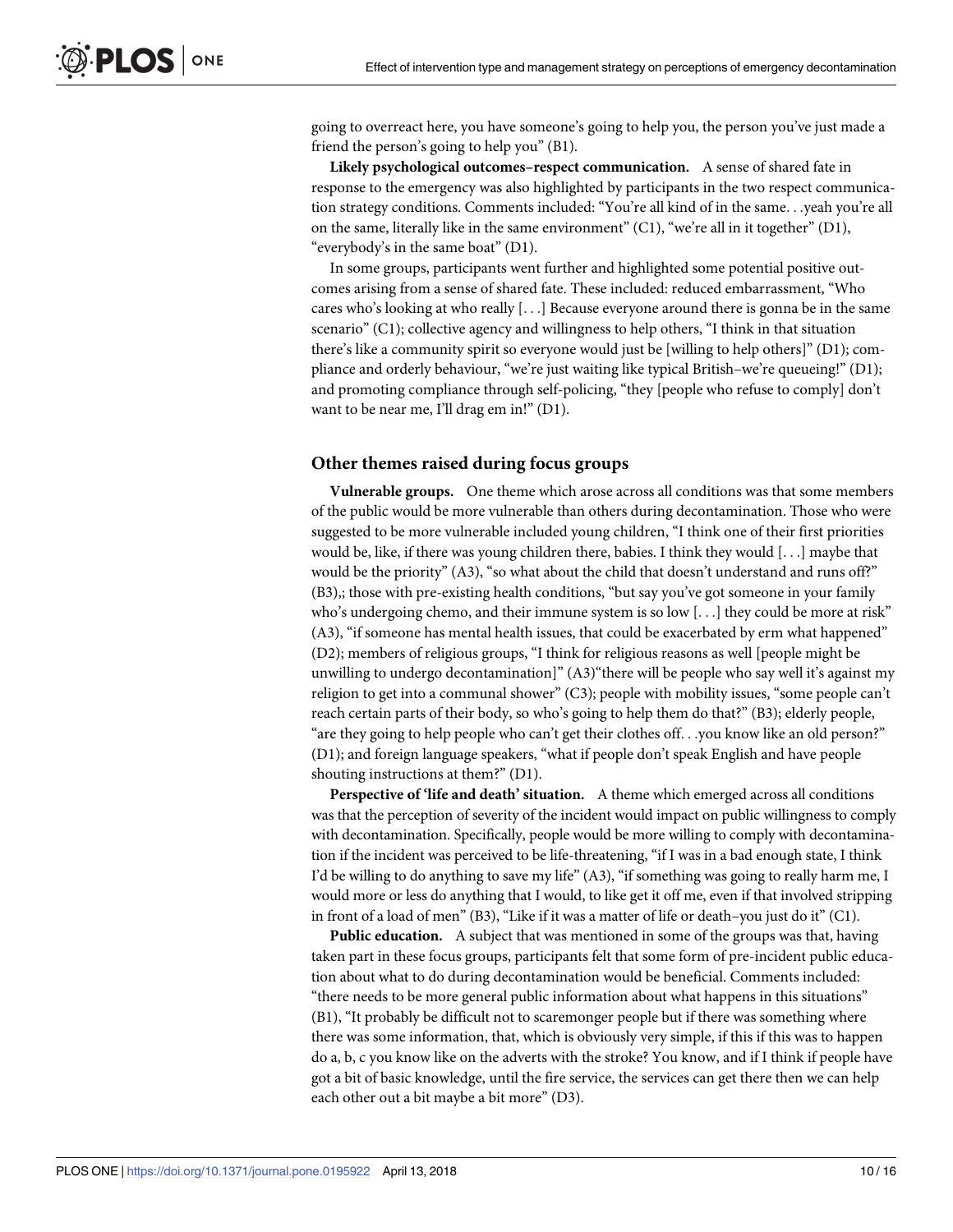going to overreact here, you have someone's going to help you, the person you've just made a friend the person's going to help you" (B1).

**Likely psychological outcomes–respect communication.** A sense of shared fate in response to the emergency was also highlighted by participants in the two respect communication strategy conditions. Comments included: "You're all kind of in the same. . .yeah you're all on the same, literally like in the same environment" (C1), "we're all in it together" (D1), "everybody's in the same boat" (D1).

In some groups, participants went further and highlighted some potential positive outcomes arising from a sense of shared fate. These included: reduced embarrassment, "Who cares who's looking at who really [. . .] Because everyone around there is gonna be in the same scenario" (C1); collective agency and willingness to help others, "I think in that situation there's like a community spirit so everyone would just be [willing to help others]" (D1); compliance and orderly behaviour, "we're just waiting like typical British–we're queueing!" (D1); and promoting compliance through self-policing, "they [people who refuse to comply] don't want to be near me, I'll drag em in!" (D1).

### Other themes raised during focus groups

**Vulnerable groups.** One theme which arose across all conditions was that some members of the public would be more vulnerable than others during decontamination. Those who were suggested to be more vulnerable included young children, "I think one of their first priorities would be, like, if there was young children there, babies. I think they would [. . .] maybe that would be the priority" (A3), "so what about the child that doesn't understand and runs off?" (B3),; those with pre-existing health conditions, "but say you've got someone in your family who's undergoing chemo, and their immune system is so low [. . .] they could be more at risk" (A3), "if someone has mental health issues, that could be exacerbated by erm what happened" (D2); members of religious groups, "I think for religious reasons as well [people might be unwilling to undergo decontamination]" (A3)"there will be people who say well it's against my religion to get into a communal shower" (C3); people with mobility issues, "some people can't reach certain parts of their body, so who's going to help them do that?" (B3); elderly people, "are they going to help people who can't get their clothes off. . .you know like an old person?" (D1); and foreign language speakers, "what if people don't speak English and have people shouting instructions at them?" (D1).

**Perspective of 'life and death' situation.** A theme which emerged across all conditions was that the perception of severity of the incident would impact on public willingness to comply with decontamination. Specifically, people would be more willing to comply with decontamination if the incident was perceived to be life-threatening, "if I was in a bad enough state, I think I'd be willing to do anything to save my life" (A3), "if something was going to really harm me, I would more or less do anything that I would, to like get it off me, even if that involved stripping in front of a load of men" (B3), "Like if it was a matter of life or death–you just do it" (C1).

**Public education.** A subject that was mentioned in some of the groups was that, having taken part in these focus groups, participants felt that some form of pre-incident public education about what to do during decontamination would be beneficial. Comments included: "there needs to be more general public information about what happens in this situations" (B1), "It probably be difficult not to scaremonger people but if there was something where there was some information, that, which is obviously very simple, if this if this was to happen do a, b, c you know like on the adverts with the stroke? You know, and if I think if people have got a bit of basic knowledge, until the fire service, the services can get there then we can help each other out a bit maybe a bit more" (D3).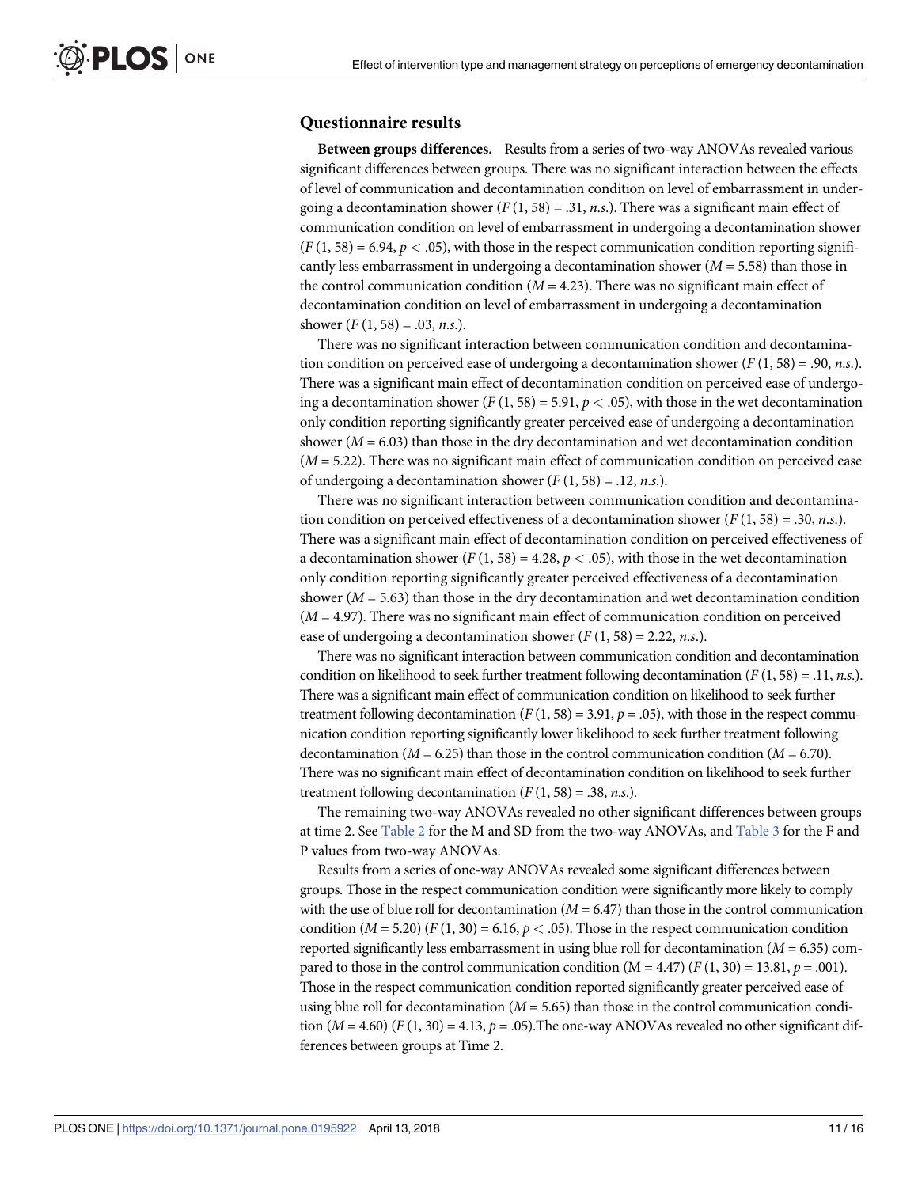### Questionnaire results

**Between groups differences.** Results from a series of two-way ANOVAs revealed various significant differences between groups. There was no significant interaction between the effects of level of communication and decontamination condition on level of embarrassment in undergoing a decontamination shower ($F$ (1, 58) = .31, *n.s.*). There was a significant main effect of communication condition on level of embarrassment in undergoing a decontamination shower ($F$ (1, 58) = 6.94, $p < .05$), with those in the respect communication condition reporting significantly less embarrassment in undergoing a decontamination shower ($M$ = 5.58) than those in the control communication condition ($M$ = 4.23). There was no significant main effect of decontamination condition on level of embarrassment in undergoing a decontamination shower ($F$ (1, 58) = .03, *n.s.*).

There was no significant interaction between communication condition and decontamination condition on perceived ease of undergoing a decontamination shower ($F$ (1, 58) = .90, *n.s.*). There was a significant main effect of decontamination condition on perceived ease of undergoing a decontamination shower ($F$ (1, 58) = 5.91, $p < .05$), with those in the wet decontamination only condition reporting significantly greater perceived ease of undergoing a decontamination shower ($M$ = 6.03) than those in the dry decontamination and wet decontamination condition ($M$ = 5.22). There was no significant main effect of communication condition on perceived ease of undergoing a decontamination shower ($F$ (1, 58) = .12, *n.s.*).

There was no significant interaction between communication condition and decontamination condition on perceived effectiveness of a decontamination shower ($F$ (1, 58) = .30, *n.s.*). There was a significant main effect of decontamination condition on perceived effectiveness of a decontamination shower ($F$ (1, 58) = 4.28, $p < .05$), with those in the wet decontamination only condition reporting significantly greater perceived effectiveness of a decontamination shower ($M$ = 5.63) than those in the dry decontamination and wet decontamination condition ($M$ = 4.97). There was no significant main effect of communication condition on perceived ease of undergoing a decontamination shower ($F$ (1, 58) = 2.22, *n.s.*).

There was no significant interaction between communication condition and decontamination condition on likelihood to seek further treatment following decontamination ($F$ (1, 58) = .11, *n.s.*). There was a significant main effect of communication condition on likelihood to seek further treatment following decontamination ($F$ (1, 58) = 3.91, $p$ = .05), with those in the respect communication condition reporting significantly lower likelihood to seek further treatment following decontamination ($M$ = 6.25) than those in the control communication condition ($M$ = 6.70). There was no significant main effect of decontamination condition on likelihood to seek further treatment following decontamination ($F$ (1, 58) = .38, *n.s.*).

The remaining two-way ANOVAs revealed no other significant differences between groups at time 2. See Table 2 for the M and SD from the two-way ANOVAs, and Table 3 for the F and P values from two-way ANOVAs.

Results from a series of one-way ANOVAs revealed some significant differences between groups. Those in the respect communication condition were significantly more likely to comply with the use of blue roll for decontamination ($M$ = 6.47) than those in the control communication condition ($M$ = 5.20) ($F$ (1, 30) = 6.16, $p < .05$). Those in the respect communication condition reported significantly less embarrassment in using blue roll for decontamination ($M$ = 6.35) compared to those in the control communication condition (M = 4.47) ($F$ (1, 30) = 13.81, $p$ = .001). Those in the respect communication condition reported significantly greater perceived ease of using blue roll for decontamination ($M$ = 5.65) than those in the control communication condition ($M$ = 4.60) ($F$ (1, 30) = 4.13, $p$ = .05).The one-way ANOVAs revealed no other significant differences between groups at Time 2.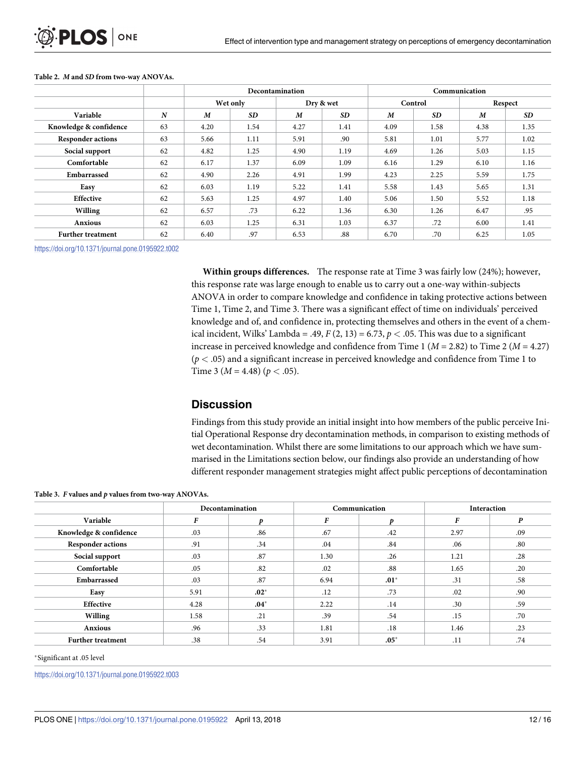**Table 2. *M* and *SD* from two-way ANOVAs.**

| | | Decontamination | | | | Communication | | | |
|---|---|---|---|---|---|---|---|---|---|
| | | Wet only | | Dry & wet | | Control | | Respect | |
| Variable | *N* | *M* | *SD* | *M* | *SD* | *M* | *SD* | *M* | *SD* |
| Knowledge & confidence | 63 | 4.20 | 1.54 | 4.27 | 1.41 | 4.09 | 1.58 | 4.38 | 1.35 |
| Responder actions | 63 | 5.66 | 1.11 | 5.91 | .90 | 5.81 | 1.01 | 5.77 | 1.02 |
| Social support | 62 | 4.82 | 1.25 | 4.90 | 1.19 | 4.69 | 1.26 | 5.03 | 1.15 |
| Comfortable | 62 | 6.17 | 1.37 | 6.09 | 1.09 | 6.16 | 1.29 | 6.10 | 1.16 |
| Embarrassed | 62 | 4.90 | 2.26 | 4.91 | 1.99 | 4.23 | 2.25 | 5.59 | 1.75 |
| Easy | 62 | 6.03 | 1.19 | 5.22 | 1.41 | 5.58 | 1.43 | 5.65 | 1.31 |
| Effective | 62 | 5.63 | 1.25 | 4.97 | 1.40 | 5.06 | 1.50 | 5.52 | 1.18 |
| Willing | 62 | 6.57 | .73 | 6.22 | 1.36 | 6.30 | 1.26 | 6.47 | .95 |
| Anxious | 62 | 6.03 | 1.25 | 6.31 | 1.03 | 6.37 | .72 | 6.00 | 1.41 |
| Further treatment | 62 | 6.40 | .97 | 6.53 | .88 | 6.70 | .70 | 6.25 | 1.05 |

https://doi.org/10.1371/journal.pone.0195922.t002

**Within groups differences.** The response rate at Time 3 was fairly low (24%); however, this response rate was large enough to enable us to carry out a one-way within-subjects ANOVA in order to compare knowledge and confidence in taking protective actions between Time 1, Time 2, and Time 3. There was a significant effect of time on individuals' perceived knowledge and of, and confidence in, protecting themselves and others in the event of a chemical incident, Wilks' Lambda = .49, $F(2, 13) = 6.73$, $p < .05$. This was due to a significant increase in perceived knowledge and confidence from Time 1 ($M = 2.82$) to Time 2 ($M = 4.27$) ($p < .05$) and a significant increase in perceived knowledge and confidence from Time 1 to Time 3 ($M = 4.48$) ($p < .05$).

## Discussion

Findings from this study provide an initial insight into how members of the public perceive Initial Operational Response dry decontamination methods, in comparison to existing methods of wet decontamination. Whilst there are some limitations to our approach which we have summarised in the Limitations section below, our findings also provide an understanding of how different responder management strategies might affect public perceptions of decontamination

**Table 3. *F* values and *p* values from two-way ANOVAs.**

| | Decontamination | | Communication | | Interaction | |
|---|---|---|---|---|---|---|
| Variable | *F* | *p* | *F* | *p* | *F* | *P* |
| Knowledge & confidence | .03 | .86 | .67 | .42 | 2.97 | .09 |
| Responder actions | .91 | .34 | .04 | .84 | .06 | .80 |
| Social support | .03 | .87 | 1.30 | .26 | 1.21 | .28 |
| Comfortable | .05 | .82 | .02 | .88 | 1.65 | .20 |
| Embarrassed | .03 | .87 | 6.94 | **.01*** | .31 | .58 |
| Easy | 5.91 | **.02*** | .12 | .73 | .02 | .90 |
| Effective | 4.28 | **.04*** | 2.22 | .14 | .30 | .59 |
| Willing | 1.58 | .21 | .39 | .54 | .15 | .70 |
| Anxious | .96 | .33 | 1.81 | .18 | 1.46 | .23 |
| Further treatment | .38 | .54 | 3.91 | **.05*** | .11 | .74 |

*Significant at .05 level

https://doi.org/10.1371/journal.pone.0195922.t003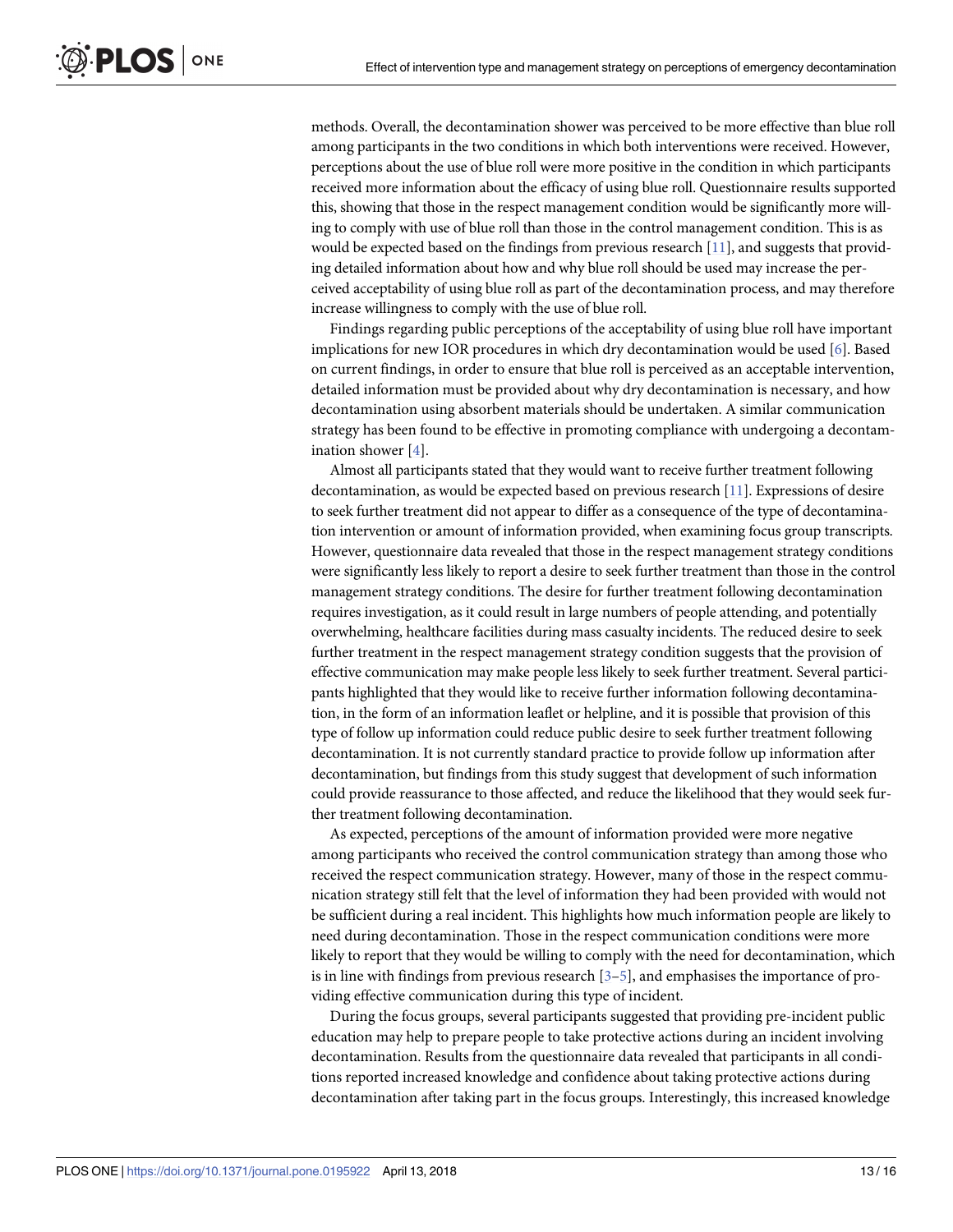methods. Overall, the decontamination shower was perceived to be more effective than blue roll among participants in the two conditions in which both interventions were received. However, perceptions about the use of blue roll were more positive in the condition in which participants received more information about the efficacy of using blue roll. Questionnaire results supported this, showing that those in the respect management condition would be significantly more willing to comply with use of blue roll than those in the control management condition. This is as would be expected based on the findings from previous research [11], and suggests that providing detailed information about how and why blue roll should be used may increase the perceived acceptability of using blue roll as part of the decontamination process, and may therefore increase willingness to comply with the use of blue roll.

Findings regarding public perceptions of the acceptability of using blue roll have important implications for new IOR procedures in which dry decontamination would be used [6]. Based on current findings, in order to ensure that blue roll is perceived as an acceptable intervention, detailed information must be provided about why dry decontamination is necessary, and how decontamination using absorbent materials should be undertaken. A similar communication strategy has been found to be effective in promoting compliance with undergoing a decontamination shower [4].

Almost all participants stated that they would want to receive further treatment following decontamination, as would be expected based on previous research [11]. Expressions of desire to seek further treatment did not appear to differ as a consequence of the type of decontamination intervention or amount of information provided, when examining focus group transcripts. However, questionnaire data revealed that those in the respect management strategy conditions were significantly less likely to report a desire to seek further treatment than those in the control management strategy conditions. The desire for further treatment following decontamination requires investigation, as it could result in large numbers of people attending, and potentially overwhelming, healthcare facilities during mass casualty incidents. The reduced desire to seek further treatment in the respect management strategy condition suggests that the provision of effective communication may make people less likely to seek further treatment. Several participants highlighted that they would like to receive further information following decontamination, in the form of an information leaflet or helpline, and it is possible that provision of this type of follow up information could reduce public desire to seek further treatment following decontamination. It is not currently standard practice to provide follow up information after decontamination, but findings from this study suggest that development of such information could provide reassurance to those affected, and reduce the likelihood that they would seek further treatment following decontamination.

As expected, perceptions of the amount of information provided were more negative among participants who received the control communication strategy than among those who received the respect communication strategy. However, many of those in the respect communication strategy still felt that the level of information they had been provided with would not be sufficient during a real incident. This highlights how much information people are likely to need during decontamination. Those in the respect communication conditions were more likely to report that they would be willing to comply with the need for decontamination, which is in line with findings from previous research [3–5], and emphasises the importance of providing effective communication during this type of incident.

During the focus groups, several participants suggested that providing pre-incident public education may help to prepare people to take protective actions during an incident involving decontamination. Results from the questionnaire data revealed that participants in all conditions reported increased knowledge and confidence about taking protective actions during decontamination after taking part in the focus groups. Interestingly, this increased knowledge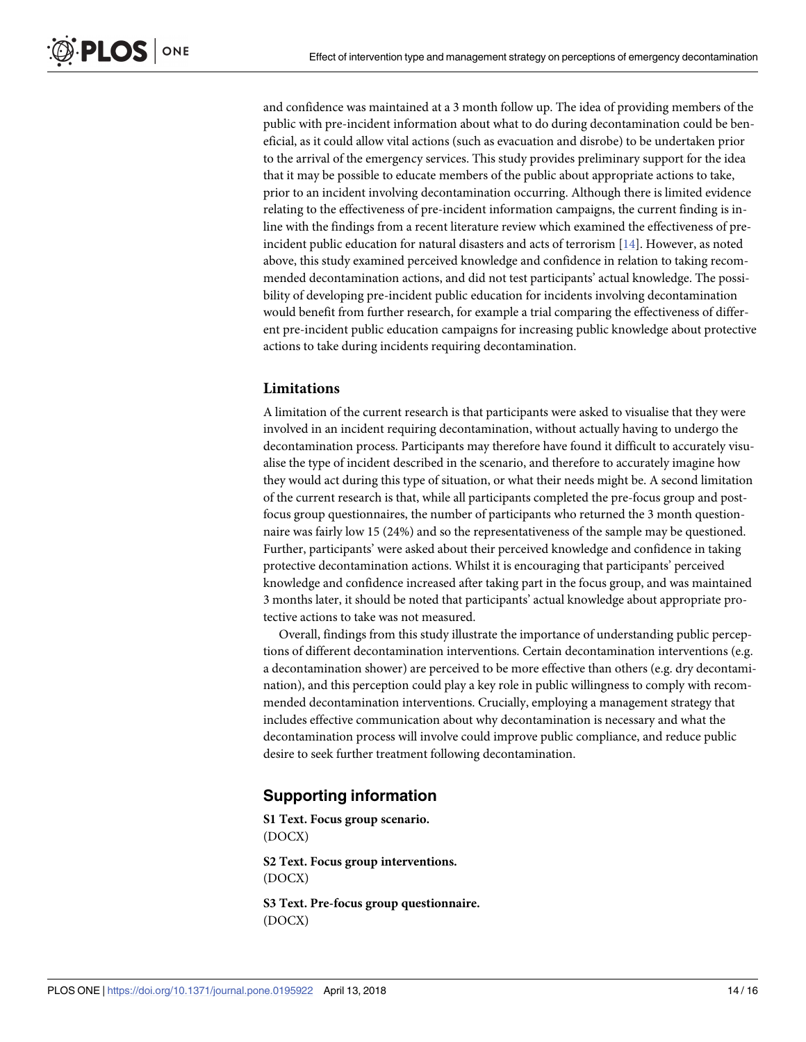and confidence was maintained at a 3 month follow up. The idea of providing members of the public with pre-incident information about what to do during decontamination could be beneficial, as it could allow vital actions (such as evacuation and disrobe) to be undertaken prior to the arrival of the emergency services. This study provides preliminary support for the idea that it may be possible to educate members of the public about appropriate actions to take, prior to an incident involving decontamination occurring. Although there is limited evidence relating to the effectiveness of pre-incident information campaigns, the current finding is in-line with the findings from a recent literature review which examined the effectiveness of pre-incident public education for natural disasters and acts of terrorism [14]. However, as noted above, this study examined perceived knowledge and confidence in relation to taking recommended decontamination actions, and did not test participants' actual knowledge. The possibility of developing pre-incident public education for incidents involving decontamination would benefit from further research, for example a trial comparing the effectiveness of different pre-incident public education campaigns for increasing public knowledge about protective actions to take during incidents requiring decontamination.

### Limitations

A limitation of the current research is that participants were asked to visualise that they were involved in an incident requiring decontamination, without actually having to undergo the decontamination process. Participants may therefore have found it difficult to accurately visualise the type of incident described in the scenario, and therefore to accurately imagine how they would act during this type of situation, or what their needs might be. A second limitation of the current research is that, while all participants completed the pre-focus group and post-focus group questionnaires, the number of participants who returned the 3 month questionnaire was fairly low 15 (24%) and so the representativeness of the sample may be questioned. Further, participants' were asked about their perceived knowledge and confidence in taking protective decontamination actions. Whilst it is encouraging that participants' perceived knowledge and confidence increased after taking part in the focus group, and was maintained 3 months later, it should be noted that participants' actual knowledge about appropriate protective actions to take was not measured.

Overall, findings from this study illustrate the importance of understanding public perceptions of different decontamination interventions. Certain decontamination interventions (e.g. a decontamination shower) are perceived to be more effective than others (e.g. dry decontamination), and this perception could play a key role in public willingness to comply with recommended decontamination interventions. Crucially, employing a management strategy that includes effective communication about why decontamination is necessary and what the decontamination process will involve could improve public compliance, and reduce public desire to seek further treatment following decontamination.

## Supporting information

**S1 Text. Focus group scenario.**
(DOCX)

**S2 Text. Focus group interventions.**
(DOCX)

**S3 Text. Pre-focus group questionnaire.**
(DOCX)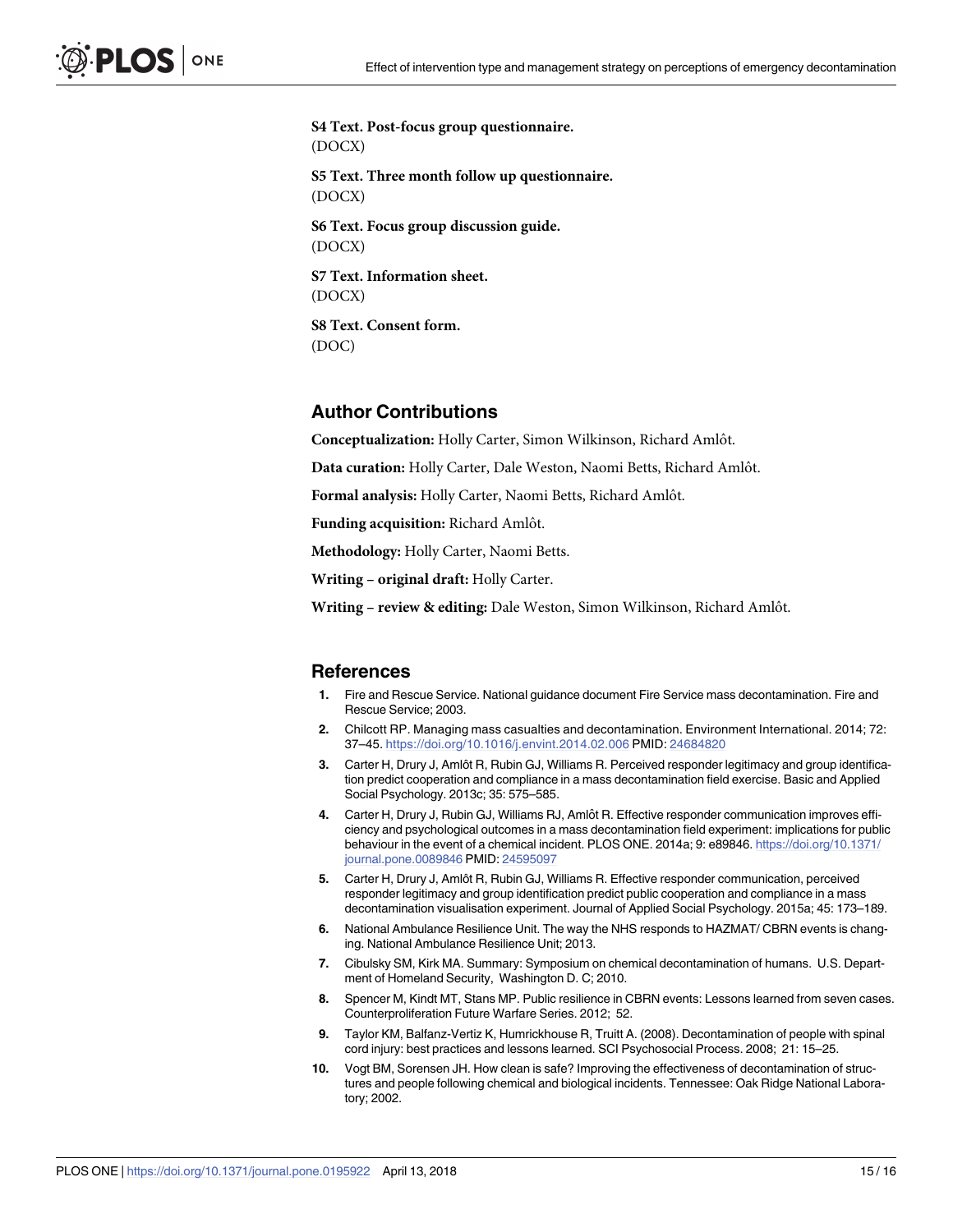**S4 Text. Post-focus group questionnaire.**
(DOCX)

**S5 Text. Three month follow up questionnaire.**
(DOCX)

**S6 Text. Focus group discussion guide.**
(DOCX)

**S7 Text. Information sheet.**
(DOCX)

**S8 Text. Consent form.**
(DOC)

## Author Contributions

**Conceptualization:** Holly Carter, Simon Wilkinson, Richard Amlôt.

**Data curation:** Holly Carter, Dale Weston, Naomi Betts, Richard Amlôt.

**Formal analysis:** Holly Carter, Naomi Betts, Richard Amlôt.

**Funding acquisition:** Richard Amlôt.

**Methodology:** Holly Carter, Naomi Betts.

**Writing – original draft:** Holly Carter.

**Writing – review & editing:** Dale Weston, Simon Wilkinson, Richard Amlôt.

## References

1. Fire and Rescue Service. National guidance document Fire Service mass decontamination. Fire and Rescue Service; 2003.
2. Chilcott RP. Managing mass casualties and decontamination. Environment International. 2014; 72: 37–45. https://doi.org/10.1016/j.envint.2014.02.006 PMID: 24684820
3. Carter H, Drury J, Amlôt R, Rubin GJ, Williams R. Perceived responder legitimacy and group identification predict cooperation and compliance in a mass decontamination field exercise. Basic and Applied Social Psychology. 2013c; 35: 575–585.
4. Carter H, Drury J, Rubin GJ, Williams RJ, Amlôt R. Effective responder communication improves efficiency and psychological outcomes in a mass decontamination field experiment: implications for public behaviour in the event of a chemical incident. PLOS ONE. 2014a; 9: e89846. https://doi.org/10.1371/journal.pone.0089846 PMID: 24595097
5. Carter H, Drury J, Amlôt R, Rubin GJ, Williams R. Effective responder communication, perceived responder legitimacy and group identification predict public cooperation and compliance in a mass decontamination visualisation experiment. Journal of Applied Social Psychology. 2015a; 45: 173–189.
6. National Ambulance Resilience Unit. The way the NHS responds to HAZMAT/ CBRN events is changing. National Ambulance Resilience Unit; 2013.
7. Cibulsky SM, Kirk MA. Summary: Symposium on chemical decontamination of humans. U.S. Department of Homeland Security, Washington D. C; 2010.
8. Spencer M, Kindt MT, Stans MP. Public resilience in CBRN events: Lessons learned from seven cases. Counterproliferation Future Warfare Series. 2012; 52.
9. Taylor KM, Balfanz-Vertiz K, Humrickhouse R, Truitt A. (2008). Decontamination of people with spinal cord injury: best practices and lessons learned. SCI Psychosocial Process. 2008; 21: 15–25.
10. Vogt BM, Sorensen JH. How clean is safe? Improving the effectiveness of decontamination of structures and people following chemical and biological incidents. Tennessee: Oak Ridge National Laboratory; 2002.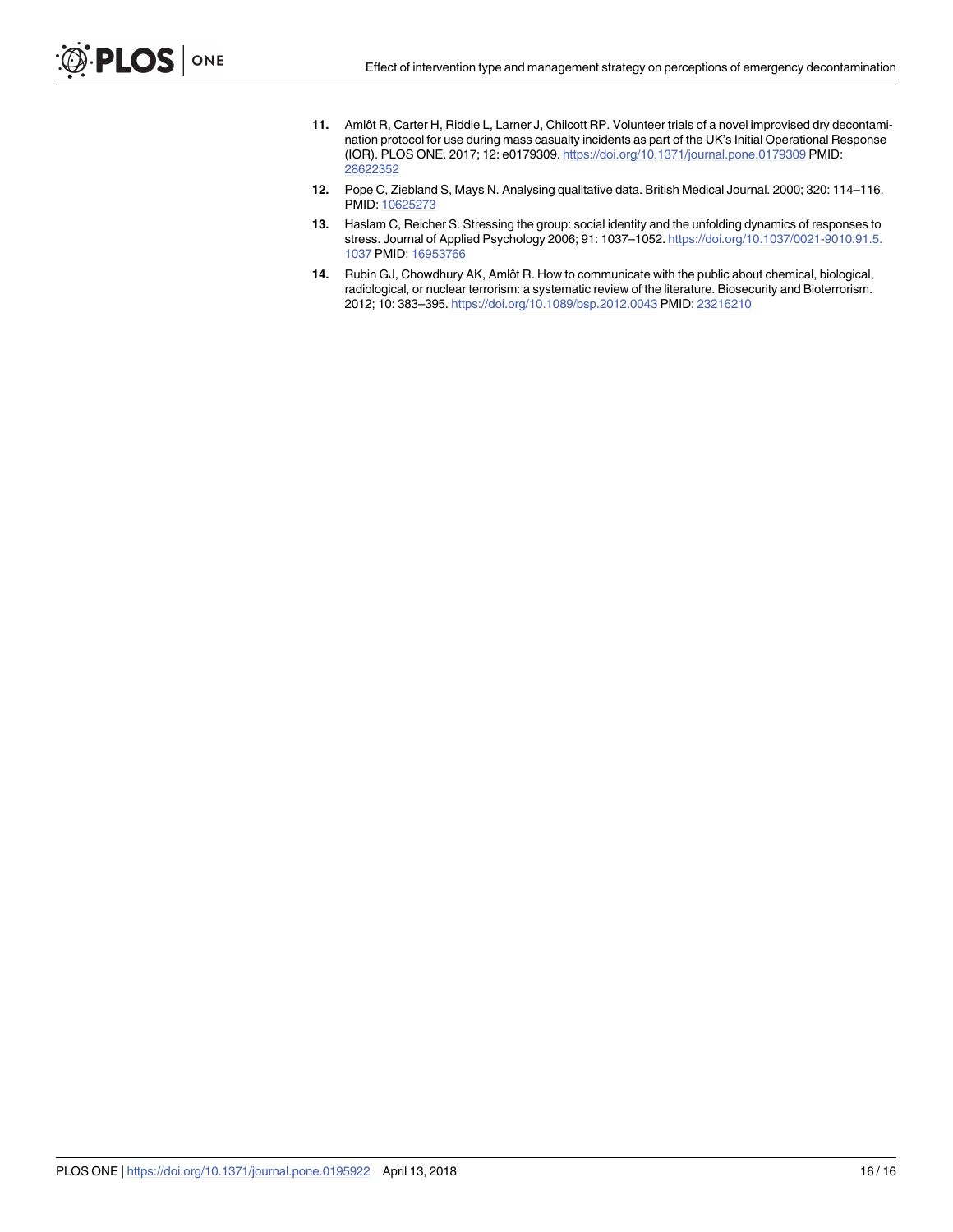11. Amlôt R, Carter H, Riddle L, Larner J, Chilcott RP. Volunteer trials of a novel improvised dry decontamination protocol for use during mass casualty incidents as part of the UK's Initial Operational Response (IOR). PLOS ONE. 2017; 12: e0179309. https://doi.org/10.1371/journal.pone.0179309 PMID: 28622352

12. Pope C, Ziebland S, Mays N. Analysing qualitative data. British Medical Journal. 2000; 320: 114–116. PMID: 10625273

13. Haslam C, Reicher S. Stressing the group: social identity and the unfolding dynamics of responses to stress. Journal of Applied Psychology 2006; 91: 1037–1052. https://doi.org/10.1037/0021-9010.91.5.1037 PMID: 16953766

14. Rubin GJ, Chowdhury AK, Amlôt R. How to communicate with the public about chemical, biological, radiological, or nuclear terrorism: a systematic review of the literature. Biosecurity and Bioterrorism. 2012; 10: 383–395. https://doi.org/10.1089/bsp.2012.0043 PMID: 23216210